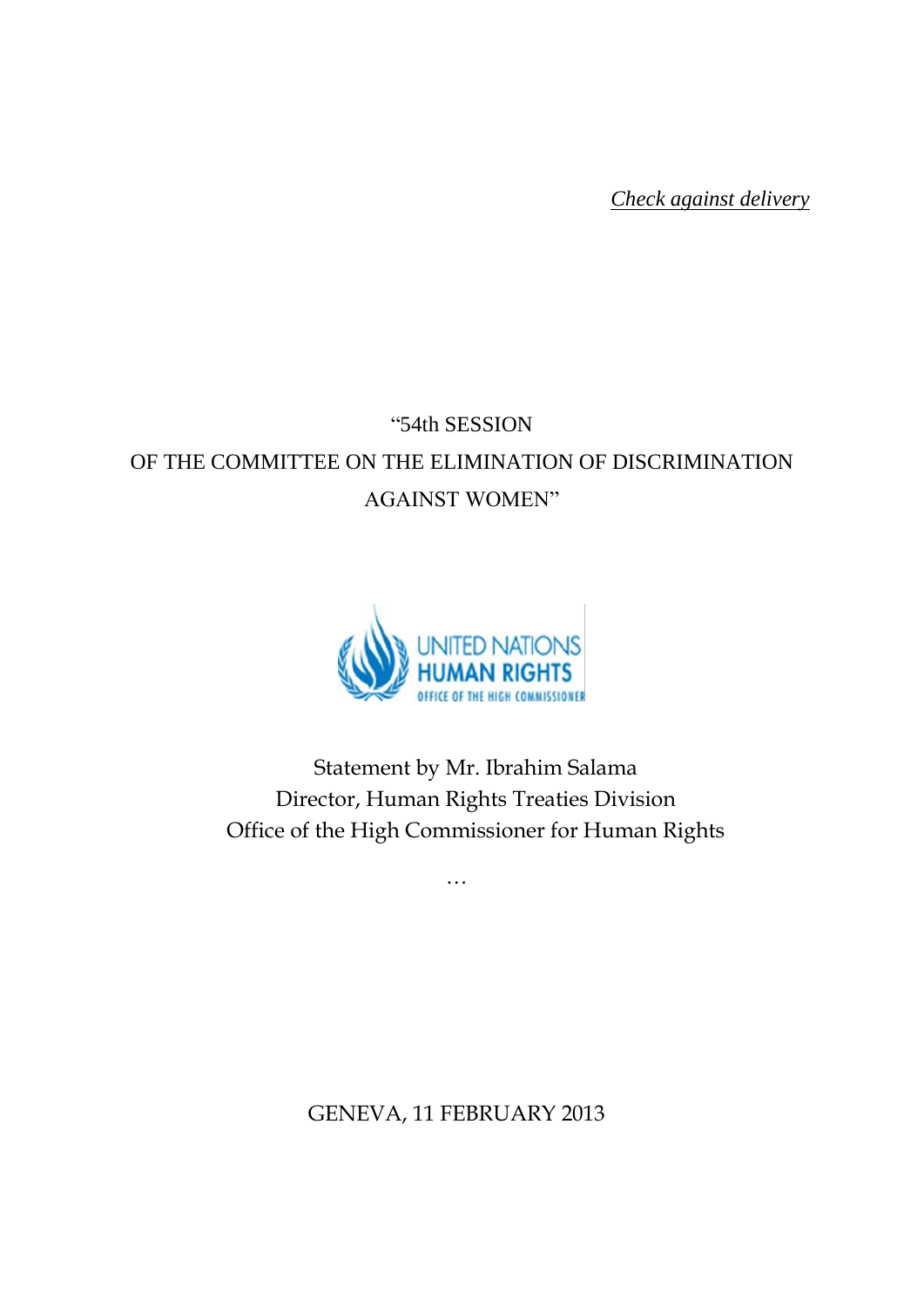*Check against delivery*

"54th SESSION

OF THE COMMITTEE ON THE ELIMINATION OF DISCRIMINATION AGAINST WOMEN"

UNITED NATIONS
HUMAN RIGHTS
OFFICE OF THE HIGH COMMISSIONER

Statement by Mr. Ibrahim Salama
Director, Human Rights Treaties Division
Office of the High Commissioner for Human Rights

…

GENEVA, 11 FEBRUARY 2013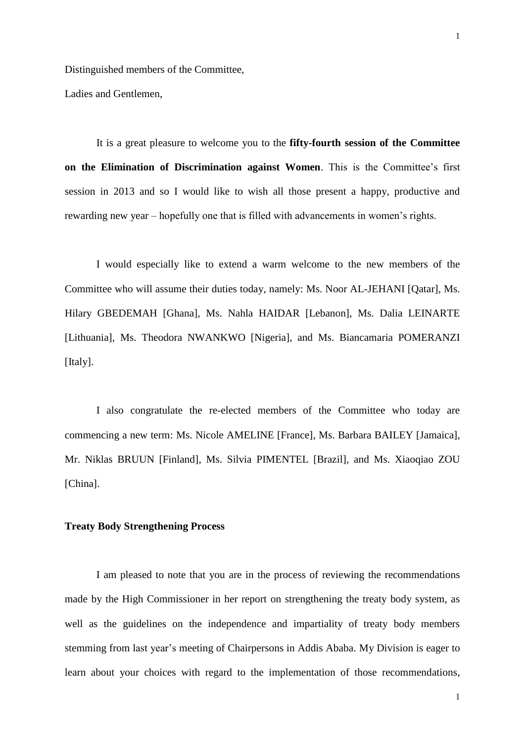Distinguished members of the Committee,

Ladies and Gentlemen,

It is a great pleasure to welcome you to the **fifty-fourth session of the Committee on the Elimination of Discrimination against Women**. This is the Committee's first session in 2013 and so I would like to wish all those present a happy, productive and rewarding new year – hopefully one that is filled with advancements in women's rights.

I would especially like to extend a warm welcome to the new members of the Committee who will assume their duties today, namely: Ms. Noor AL-JEHANI [Qatar], Ms. Hilary GBEDEMAH [Ghana], Ms. Nahla HAIDAR [Lebanon], Ms. Dalia LEINARTE [Lithuania], Ms. Theodora NWANKWO [Nigeria], and Ms. Biancamaria POMERANZI [Italy].

I also congratulate the re-elected members of the Committee who today are commencing a new term: Ms. Nicole AMELINE [France], Ms. Barbara BAILEY [Jamaica], Mr. Niklas BRUUN [Finland], Ms. Silvia PIMENTEL [Brazil], and Ms. Xiaoqiao ZOU [China].

**Treaty Body Strengthening Process**

I am pleased to note that you are in the process of reviewing the recommendations made by the High Commissioner in her report on strengthening the treaty body system, as well as the guidelines on the independence and impartiality of treaty body members stemming from last year's meeting of Chairpersons in Addis Ababa. My Division is eager to learn about your choices with regard to the implementation of those recommendations,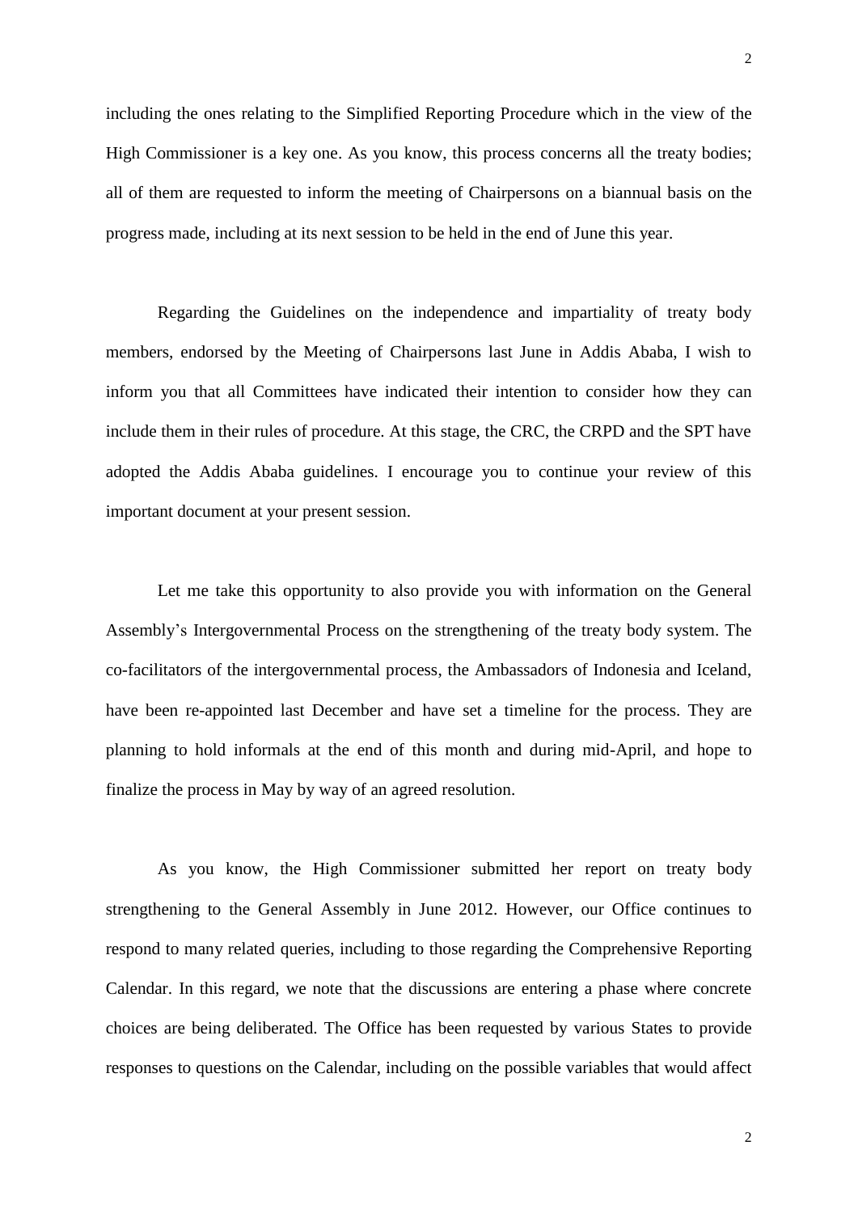including the ones relating to the Simplified Reporting Procedure which in the view of the High Commissioner is a key one. As you know, this process concerns all the treaty bodies; all of them are requested to inform the meeting of Chairpersons on a biannual basis on the progress made, including at its next session to be held in the end of June this year.

Regarding the Guidelines on the independence and impartiality of treaty body members, endorsed by the Meeting of Chairpersons last June in Addis Ababa, I wish to inform you that all Committees have indicated their intention to consider how they can include them in their rules of procedure. At this stage, the CRC, the CRPD and the SPT have adopted the Addis Ababa guidelines. I encourage you to continue your review of this important document at your present session.

Let me take this opportunity to also provide you with information on the General Assembly's Intergovernmental Process on the strengthening of the treaty body system. The co-facilitators of the intergovernmental process, the Ambassadors of Indonesia and Iceland, have been re-appointed last December and have set a timeline for the process. They are planning to hold informals at the end of this month and during mid-April, and hope to finalize the process in May by way of an agreed resolution.

As you know, the High Commissioner submitted her report on treaty body strengthening to the General Assembly in June 2012. However, our Office continues to respond to many related queries, including to those regarding the Comprehensive Reporting Calendar. In this regard, we note that the discussions are entering a phase where concrete choices are being deliberated. The Office has been requested by various States to provide responses to questions on the Calendar, including on the possible variables that would affect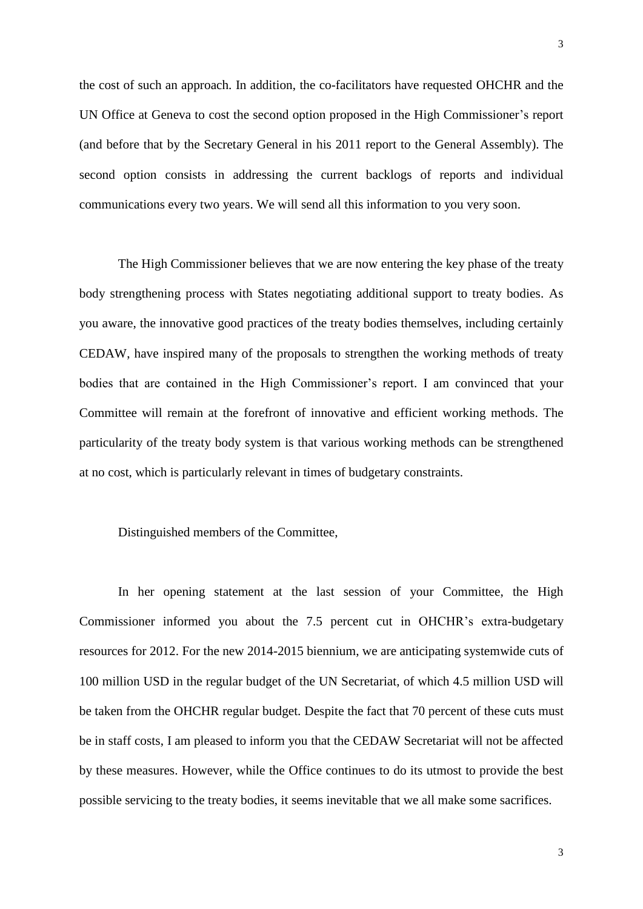the cost of such an approach. In addition, the co-facilitators have requested OHCHR and the UN Office at Geneva to cost the second option proposed in the High Commissioner's report (and before that by the Secretary General in his 2011 report to the General Assembly). The second option consists in addressing the current backlogs of reports and individual communications every two years. We will send all this information to you very soon.

The High Commissioner believes that we are now entering the key phase of the treaty body strengthening process with States negotiating additional support to treaty bodies. As you aware, the innovative good practices of the treaty bodies themselves, including certainly CEDAW, have inspired many of the proposals to strengthen the working methods of treaty bodies that are contained in the High Commissioner's report. I am convinced that your Committee will remain at the forefront of innovative and efficient working methods. The particularity of the treaty body system is that various working methods can be strengthened at no cost, which is particularly relevant in times of budgetary constraints.

Distinguished members of the Committee,

In her opening statement at the last session of your Committee, the High Commissioner informed you about the 7.5 percent cut in OHCHR's extra-budgetary resources for 2012. For the new 2014-2015 biennium, we are anticipating systemwide cuts of 100 million USD in the regular budget of the UN Secretariat, of which 4.5 million USD will be taken from the OHCHR regular budget. Despite the fact that 70 percent of these cuts must be in staff costs, I am pleased to inform you that the CEDAW Secretariat will not be affected by these measures. However, while the Office continues to do its utmost to provide the best possible servicing to the treaty bodies, it seems inevitable that we all make some sacrifices.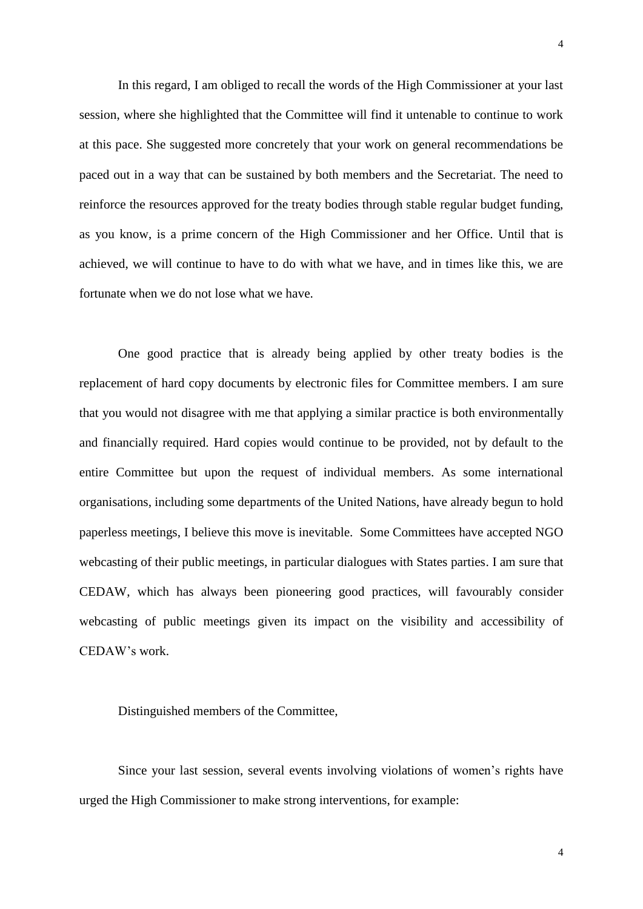In this regard, I am obliged to recall the words of the High Commissioner at your last session, where she highlighted that the Committee will find it untenable to continue to work at this pace. She suggested more concretely that your work on general recommendations be paced out in a way that can be sustained by both members and the Secretariat. The need to reinforce the resources approved for the treaty bodies through stable regular budget funding, as you know, is a prime concern of the High Commissioner and her Office. Until that is achieved, we will continue to have to do with what we have, and in times like this, we are fortunate when we do not lose what we have.

One good practice that is already being applied by other treaty bodies is the replacement of hard copy documents by electronic files for Committee members. I am sure that you would not disagree with me that applying a similar practice is both environmentally and financially required. Hard copies would continue to be provided, not by default to the entire Committee but upon the request of individual members. As some international organisations, including some departments of the United Nations, have already begun to hold paperless meetings, I believe this move is inevitable. Some Committees have accepted NGO webcasting of their public meetings, in particular dialogues with States parties. I am sure that CEDAW, which has always been pioneering good practices, will favourably consider webcasting of public meetings given its impact on the visibility and accessibility of CEDAW's work.

Distinguished members of the Committee,

Since your last session, several events involving violations of women's rights have urged the High Commissioner to make strong interventions, for example: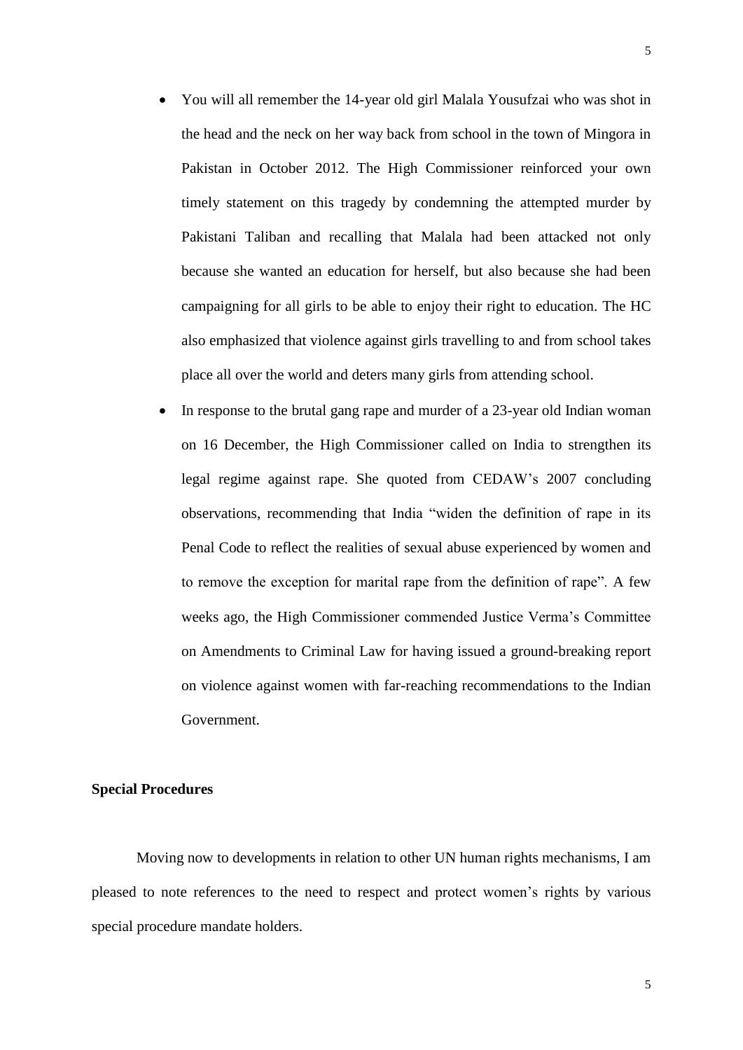- You will all remember the 14-year old girl Malala Yousufzai who was shot in the head and the neck on her way back from school in the town of Mingora in Pakistan in October 2012. The High Commissioner reinforced your own timely statement on this tragedy by condemning the attempted murder by Pakistani Taliban and recalling that Malala had been attacked not only because she wanted an education for herself, but also because she had been campaigning for all girls to be able to enjoy their right to education. The HC also emphasized that violence against girls travelling to and from school takes place all over the world and deters many girls from attending school.
- In response to the brutal gang rape and murder of a 23-year old Indian woman on 16 December, the High Commissioner called on India to strengthen its legal regime against rape. She quoted from CEDAW's 2007 concluding observations, recommending that India "widen the definition of rape in its Penal Code to reflect the realities of sexual abuse experienced by women and to remove the exception for marital rape from the definition of rape". A few weeks ago, the High Commissioner commended Justice Verma's Committee on Amendments to Criminal Law for having issued a ground-breaking report on violence against women with far-reaching recommendations to the Indian Government.

**Special Procedures**

Moving now to developments in relation to other UN human rights mechanisms, I am pleased to note references to the need to respect and protect women's rights by various special procedure mandate holders.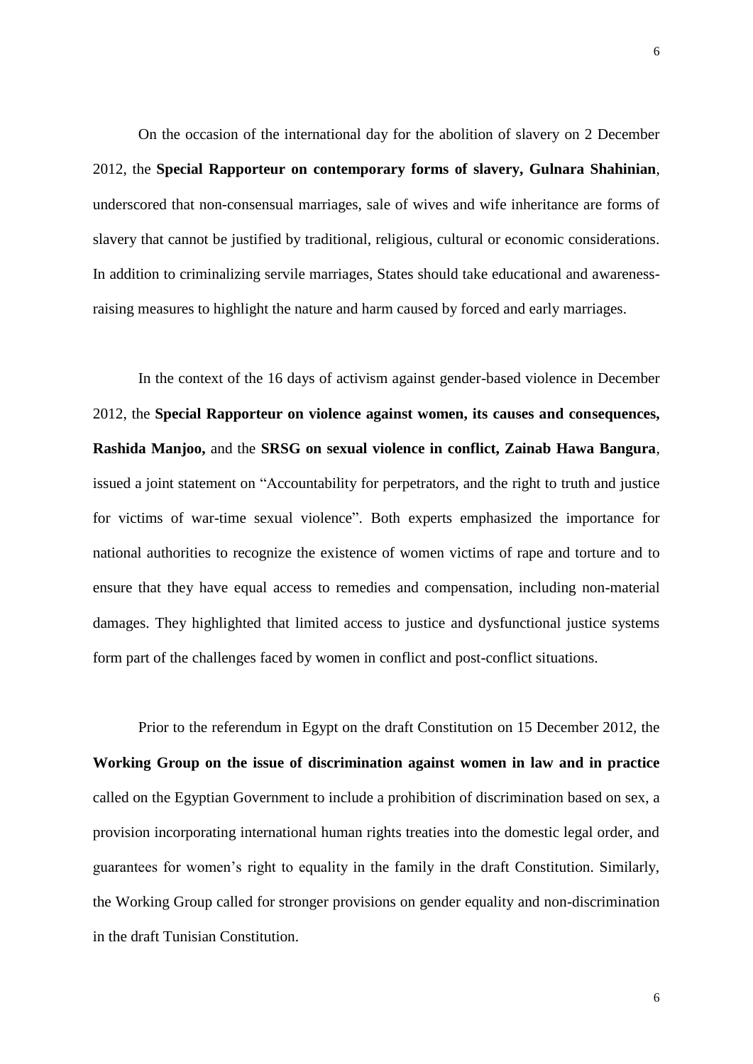On the occasion of the international day for the abolition of slavery on 2 December 2012, the **Special Rapporteur on contemporary forms of slavery, Gulnara Shahinian**, underscored that non-consensual marriages, sale of wives and wife inheritance are forms of slavery that cannot be justified by traditional, religious, cultural or economic considerations. In addition to criminalizing servile marriages, States should take educational and awareness-raising measures to highlight the nature and harm caused by forced and early marriages.

In the context of the 16 days of activism against gender-based violence in December 2012, the **Special Rapporteur on violence against women, its causes and consequences, Rashida Manjoo,** and the **SRSG on sexual violence in conflict, Zainab Hawa Bangura**, issued a joint statement on "Accountability for perpetrators, and the right to truth and justice for victims of war-time sexual violence". Both experts emphasized the importance for national authorities to recognize the existence of women victims of rape and torture and to ensure that they have equal access to remedies and compensation, including non-material damages. They highlighted that limited access to justice and dysfunctional justice systems form part of the challenges faced by women in conflict and post-conflict situations.

Prior to the referendum in Egypt on the draft Constitution on 15 December 2012, the **Working Group on the issue of discrimination against women in law and in practice** called on the Egyptian Government to include a prohibition of discrimination based on sex, a provision incorporating international human rights treaties into the domestic legal order, and guarantees for women's right to equality in the family in the draft Constitution. Similarly, the Working Group called for stronger provisions on gender equality and non-discrimination in the draft Tunisian Constitution.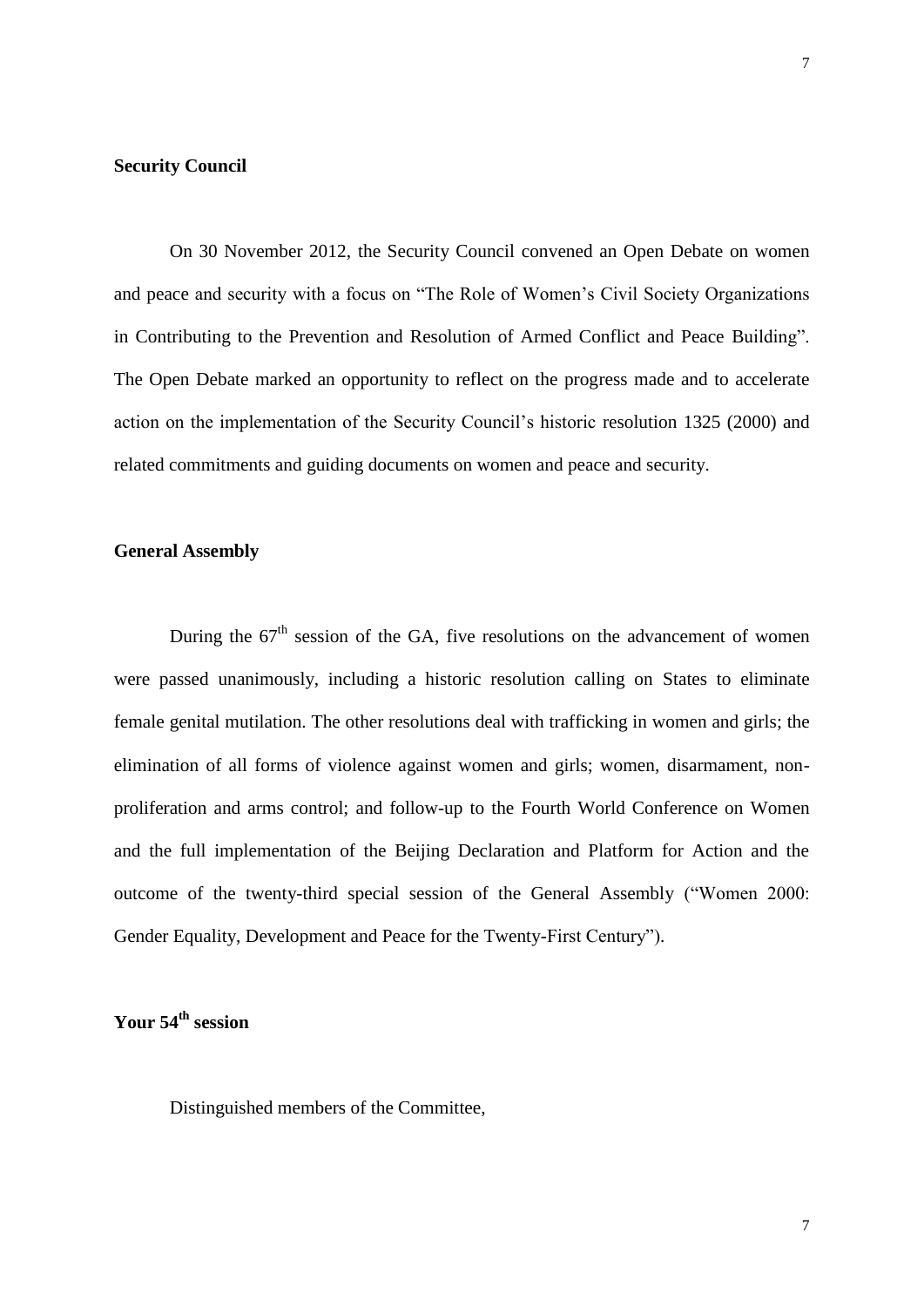**Security Council**

On 30 November 2012, the Security Council convened an Open Debate on women and peace and security with a focus on "The Role of Women's Civil Society Organizations in Contributing to the Prevention and Resolution of Armed Conflict and Peace Building". The Open Debate marked an opportunity to reflect on the progress made and to accelerate action on the implementation of the Security Council's historic resolution 1325 (2000) and related commitments and guiding documents on women and peace and security.

**General Assembly**

During the 67th session of the GA, five resolutions on the advancement of women were passed unanimously, including a historic resolution calling on States to eliminate female genital mutilation. The other resolutions deal with trafficking in women and girls; the elimination of all forms of violence against women and girls; women, disarmament, non-proliferation and arms control; and follow-up to the Fourth World Conference on Women and the full implementation of the Beijing Declaration and Platform for Action and the outcome of the twenty-third special session of the General Assembly ("Women 2000: Gender Equality, Development and Peace for the Twenty-First Century").

**Your 54th session**

Distinguished members of the Committee,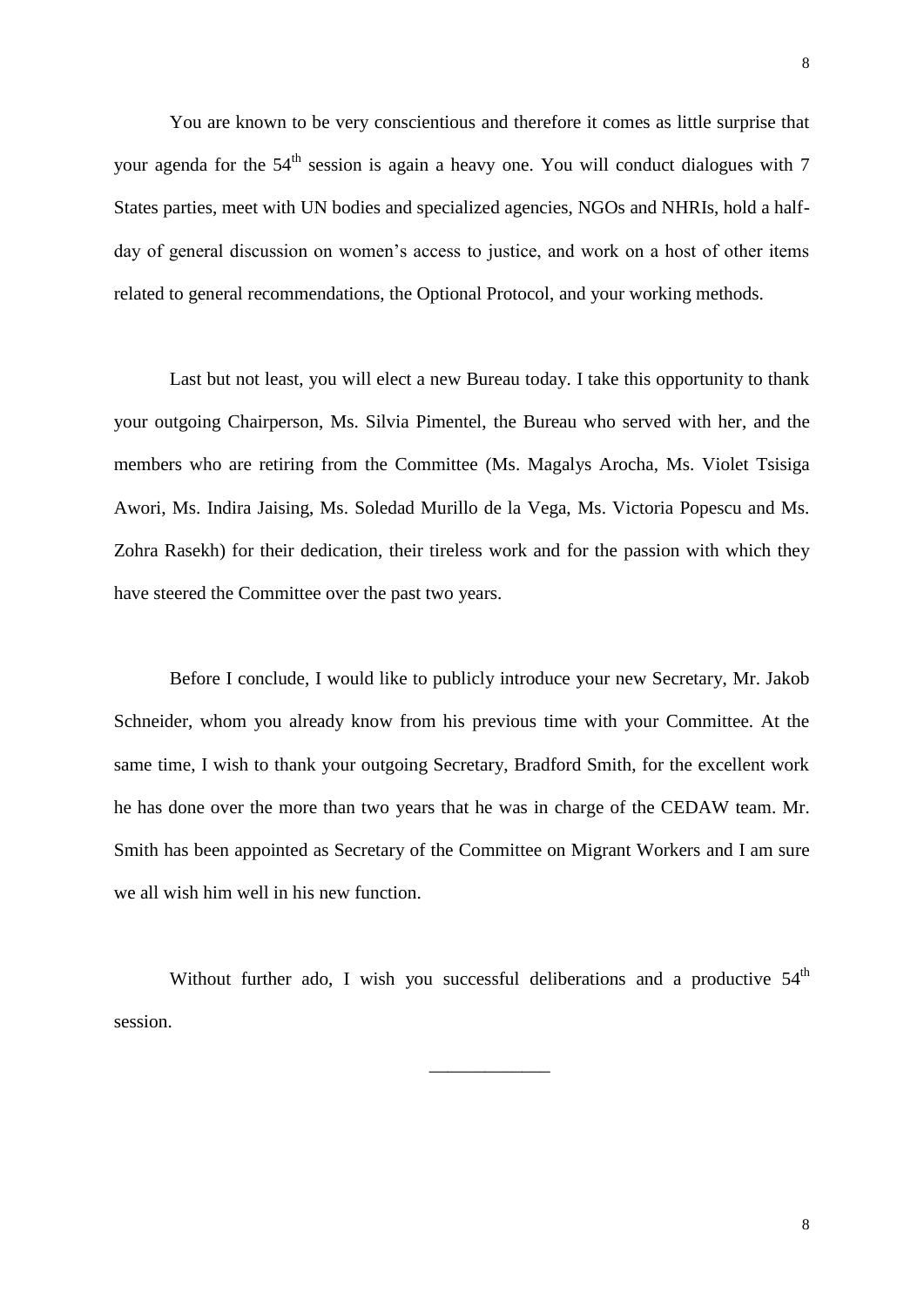You are known to be very conscientious and therefore it comes as little surprise that your agenda for the 54th session is again a heavy one. You will conduct dialogues with 7 States parties, meet with UN bodies and specialized agencies, NGOs and NHRIs, hold a half-day of general discussion on women's access to justice, and work on a host of other items related to general recommendations, the Optional Protocol, and your working methods.

Last but not least, you will elect a new Bureau today. I take this opportunity to thank your outgoing Chairperson, Ms. Silvia Pimentel, the Bureau who served with her, and the members who are retiring from the Committee (Ms. Magalys Arocha, Ms. Violet Tsisiga Awori, Ms. Indira Jaising, Ms. Soledad Murillo de la Vega, Ms. Victoria Popescu and Ms. Zohra Rasekh) for their dedication, their tireless work and for the passion with which they have steered the Committee over the past two years.

Before I conclude, I would like to publicly introduce your new Secretary, Mr. Jakob Schneider, whom you already know from his previous time with your Committee. At the same time, I wish to thank your outgoing Secretary, Bradford Smith, for the excellent work he has done over the more than two years that he was in charge of the CEDAW team. Mr. Smith has been appointed as Secretary of the Committee on Migrant Workers and I am sure we all wish him well in his new function.

Without further ado, I wish you successful deliberations and a productive 54th session.

____________